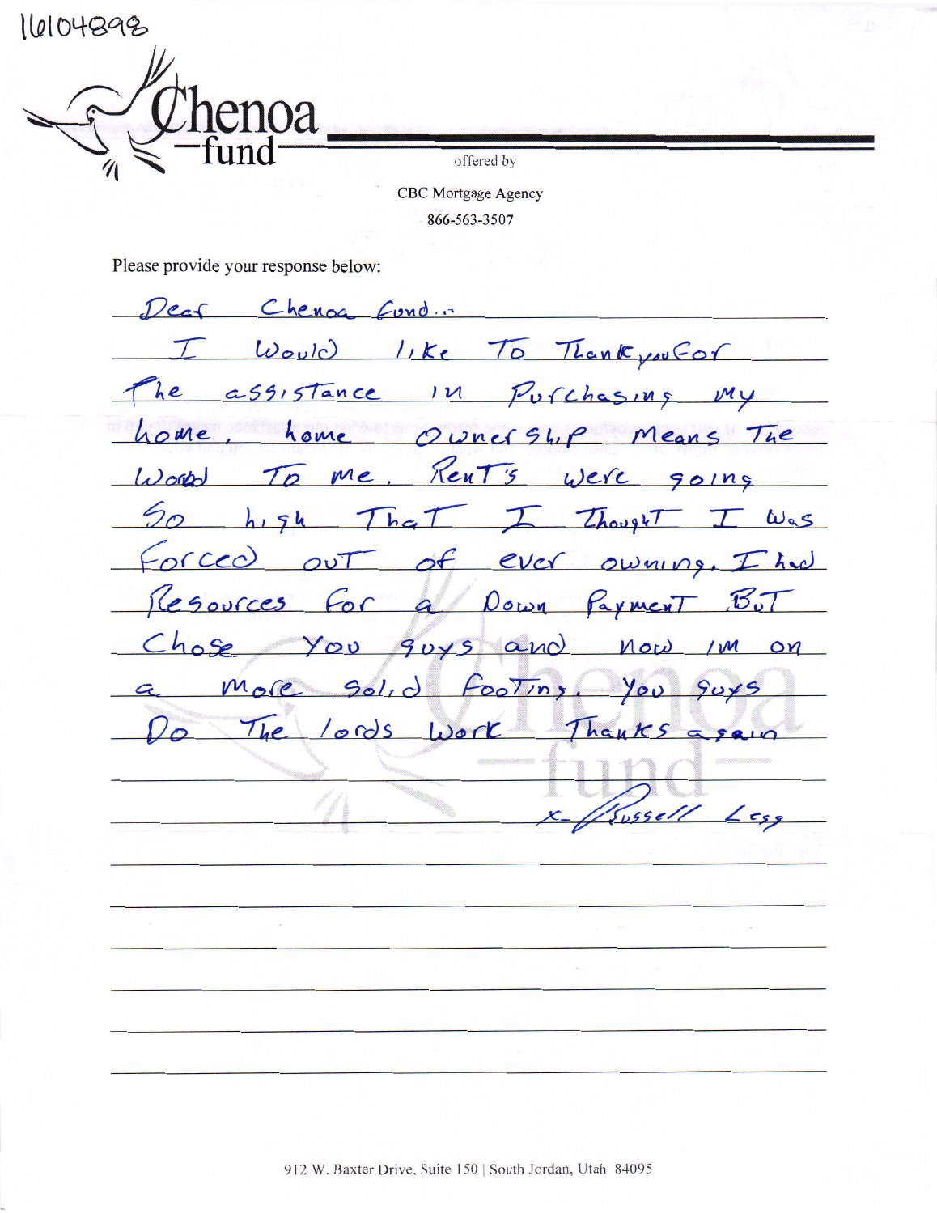16104898

Chenoa
fund

offered by

CBC Mortgage Agency
866-563-3507

Please provide your response below:

Dear Chenoa fund..

I would like to Thank you for the assistance in Purchasing my home. home Ownership means the World to me. Rent's were going so high that I thought I was forced out of ever owning. I had Resources for a Down Payment But Chose you guys and now I'm on a more solid footing. You guys Do the lords work Thanks again

x- Russell Less

912 W. Baxter Drive, Suite 150 | South Jordan, Utah 84095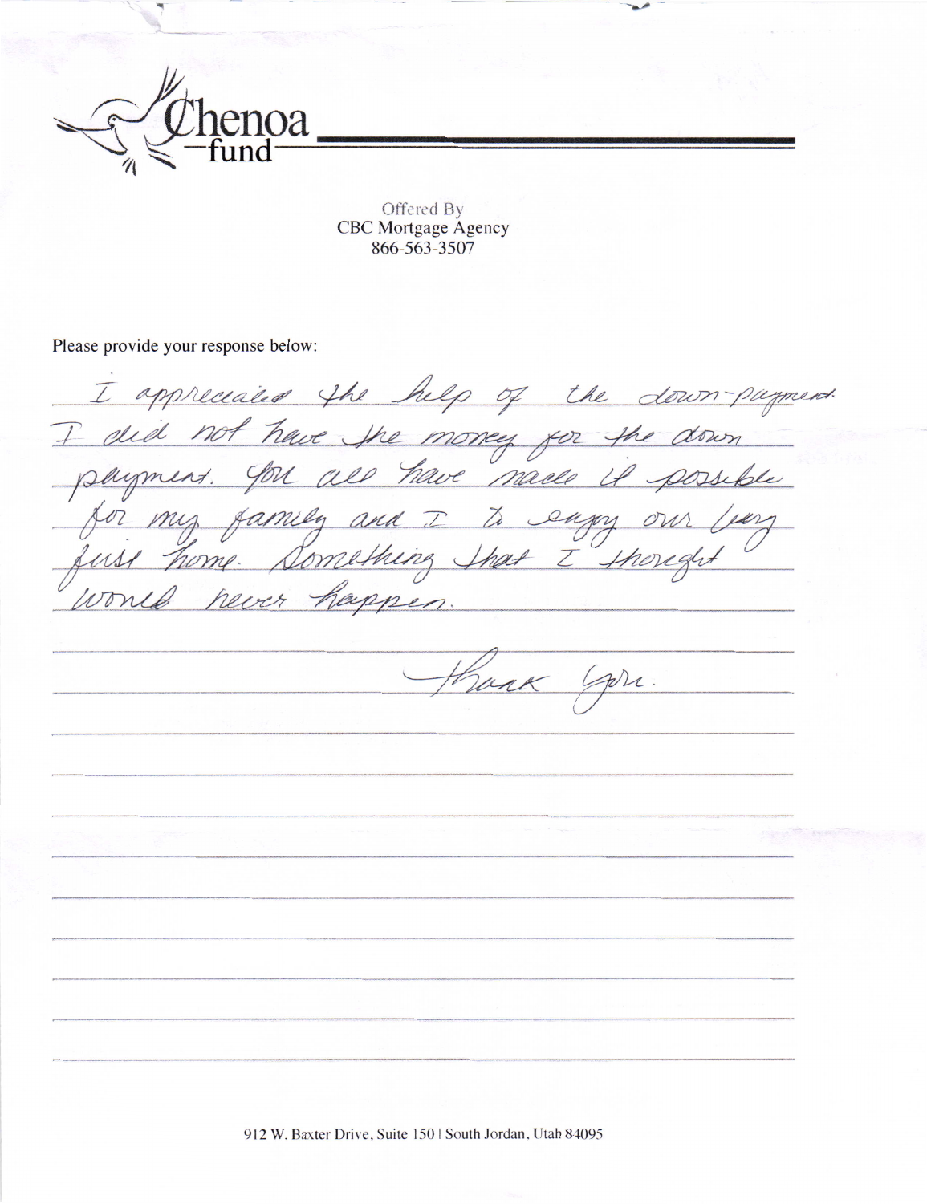# Chenoa fund

Offered By
CBC Mortgage Agency
866-563-3507

Please provide your response below:

I appreciated the help of the down-payment. I did not have the money for the down payment. You all have made it possible for my family and I to enjoy our very first home. Something that I thought would never happen.

Thank you.

912 W. Baxter Drive, Suite 150 | South Jordan, Utah 84095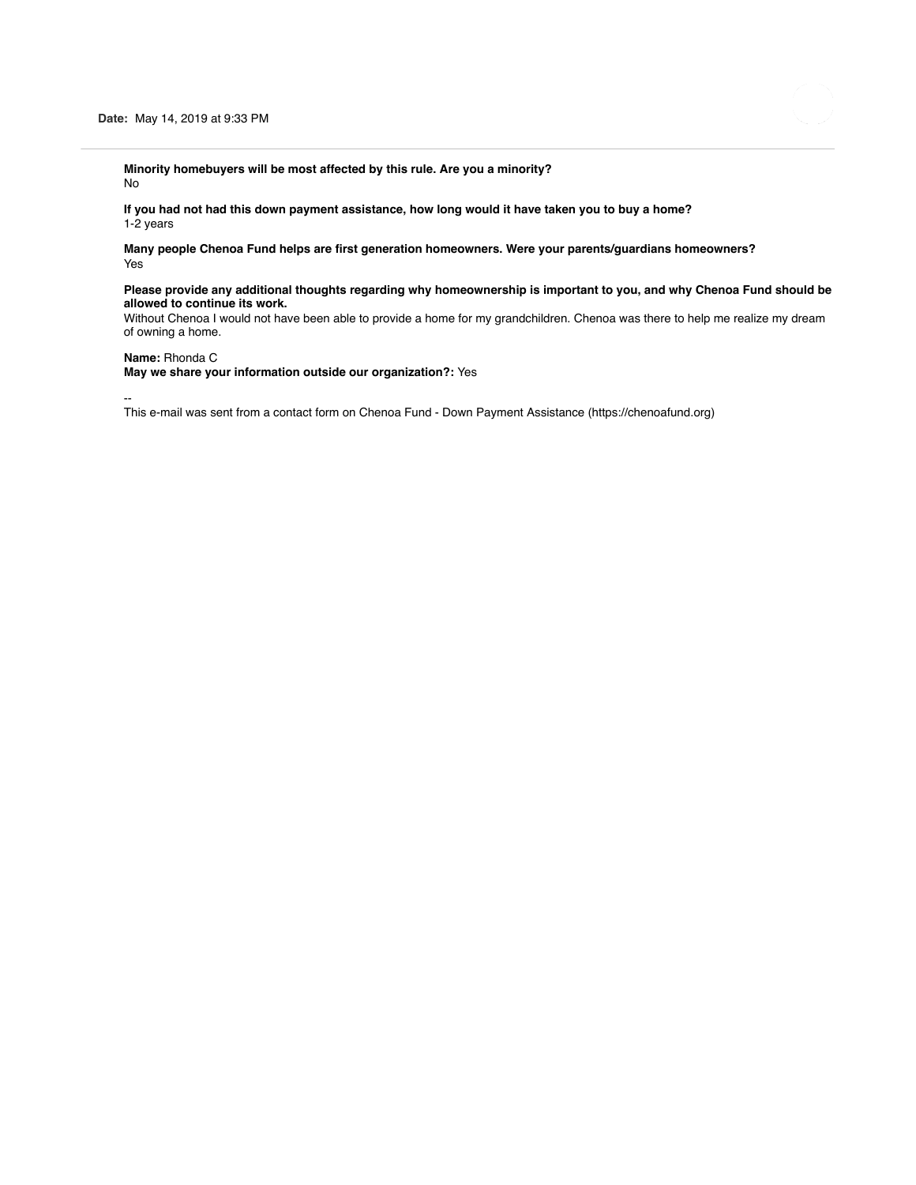**Date:** May 14, 2019 at 9:33 PM

**Minority homebuyers will be most affected by this rule. Are you a minority?**
No

**If you had not had this down payment assistance, how long would it have taken you to buy a home?**
1-2 years

**Many people Chenoa Fund helps are first generation homeowners. Were your parents/guardians homeowners?**
Yes

**Please provide any additional thoughts regarding why homeownership is important to you, and why Chenoa Fund should be allowed to continue its work.**
Without Chenoa I would not have been able to provide a home for my grandchildren. Chenoa was there to help me realize my dream of owning a home.

**Name:** Rhonda C
**May we share your information outside our organization?:** Yes

--
This e-mail was sent from a contact form on Chenoa Fund - Down Payment Assistance (https://chenoafund.org)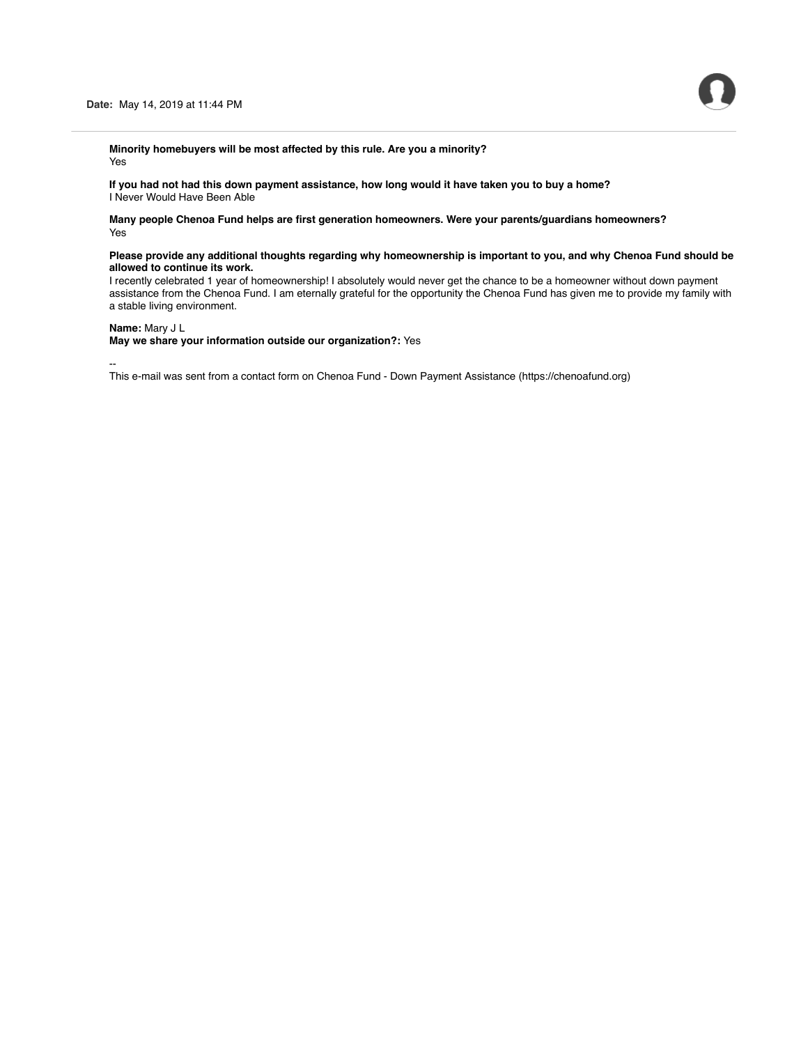**Date:** May 14, 2019 at 11:44 PM

**Minority homebuyers will be most affected by this rule. Are you a minority?**
Yes

**If you had not had this down payment assistance, how long would it have taken you to buy a home?**
I Never Would Have Been Able

**Many people Chenoa Fund helps are first generation homeowners. Were your parents/guardians homeowners?**
Yes

**Please provide any additional thoughts regarding why homeownership is important to you, and why Chenoa Fund should be allowed to continue its work.**
I recently celebrated 1 year of homeownership! I absolutely would never get the chance to be a homeowner without down payment assistance from the Chenoa Fund. I am eternally grateful for the opportunity the Chenoa Fund has given me to provide my family with a stable living environment.

**Name:** Mary J L
**May we share your information outside our organization?:** Yes

--
This e-mail was sent from a contact form on Chenoa Fund - Down Payment Assistance (https://chenoafund.org)